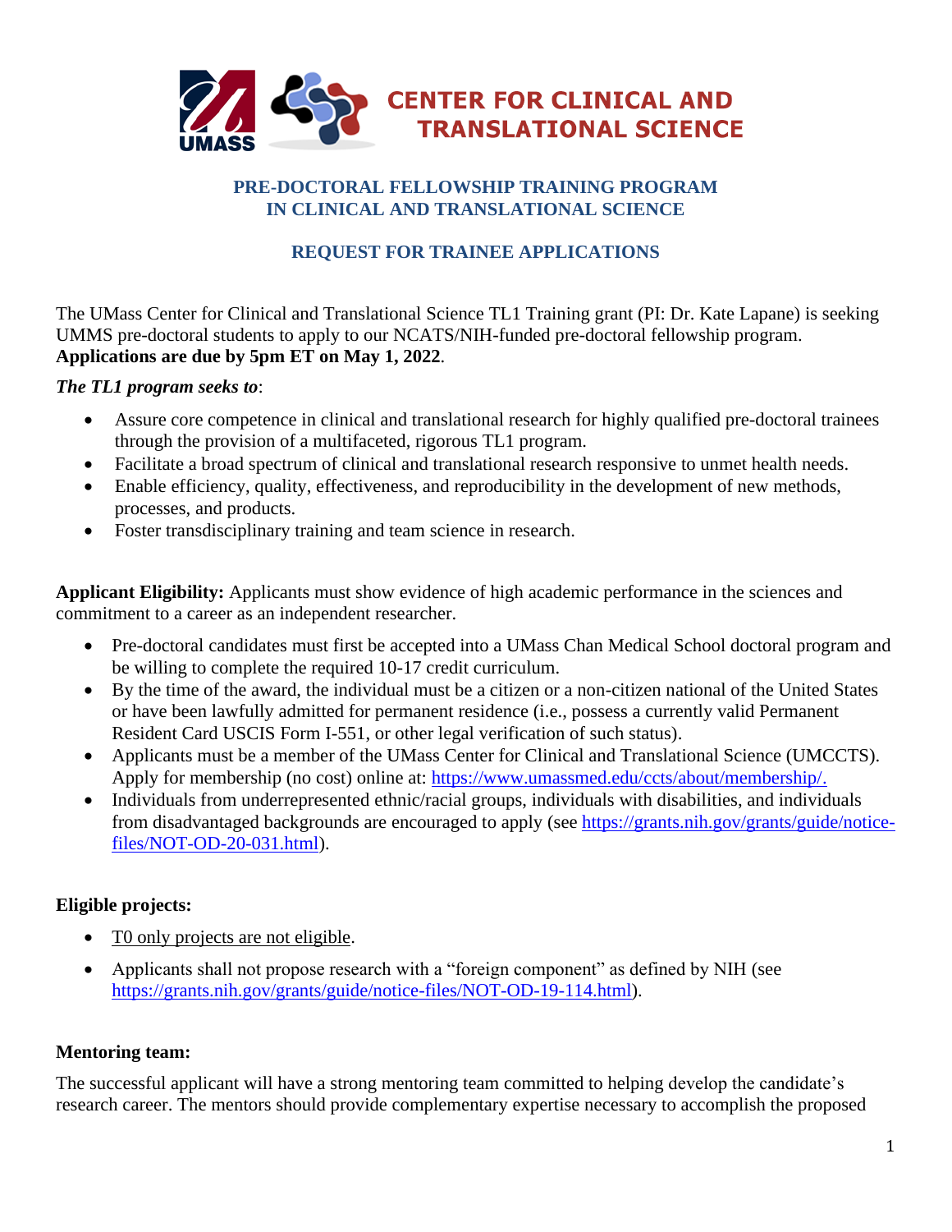# CENTER FOR CLINICAL AND TRANSLATIONAL SCIENCE

## PRE-DOCTORAL FELLOWSHIP TRAINING PROGRAM IN CLINICAL AND TRANSLATIONAL SCIENCE

## REQUEST FOR TRAINEE APPLICATIONS

The UMass Center for Clinical and Translational Science TL1 Training grant (PI: Dr. Kate Lapane) is seeking UMMS pre-doctoral students to apply to our NCATS/NIH-funded pre-doctoral fellowship program. **Applications are due by 5pm ET on May 1, 2022**.

***The TL1 program seeks to***:

- Assure core competence in clinical and translational research for highly qualified pre-doctoral trainees through the provision of a multifaceted, rigorous TL1 program.
- Facilitate a broad spectrum of clinical and translational research responsive to unmet health needs.
- Enable efficiency, quality, effectiveness, and reproducibility in the development of new methods, processes, and products.
- Foster transdisciplinary training and team science in research.

**Applicant Eligibility:** Applicants must show evidence of high academic performance in the sciences and commitment to a career as an independent researcher.

- Pre-doctoral candidates must first be accepted into a UMass Chan Medical School doctoral program and be willing to complete the required 10-17 credit curriculum.
- By the time of the award, the individual must be a citizen or a non-citizen national of the United States or have been lawfully admitted for permanent residence (i.e., possess a currently valid Permanent Resident Card USCIS Form I-551, or other legal verification of such status).
- Applicants must be a member of the UMass Center for Clinical and Translational Science (UMCCTS). Apply for membership (no cost) online at: https://www.umassmed.edu/ccts/about/membership/.
- Individuals from underrepresented ethnic/racial groups, individuals with disabilities, and individuals from disadvantaged backgrounds are encouraged to apply (see https://grants.nih.gov/grants/guide/notice-files/NOT-OD-20-031.html).

**Eligible projects:**

- T0 only projects are not eligible.
- Applicants shall not propose research with a "foreign component" as defined by NIH (see https://grants.nih.gov/grants/guide/notice-files/NOT-OD-19-114.html).

**Mentoring team:**

The successful applicant will have a strong mentoring team committed to helping develop the candidate's research career. The mentors should provide complementary expertise necessary to accomplish the proposed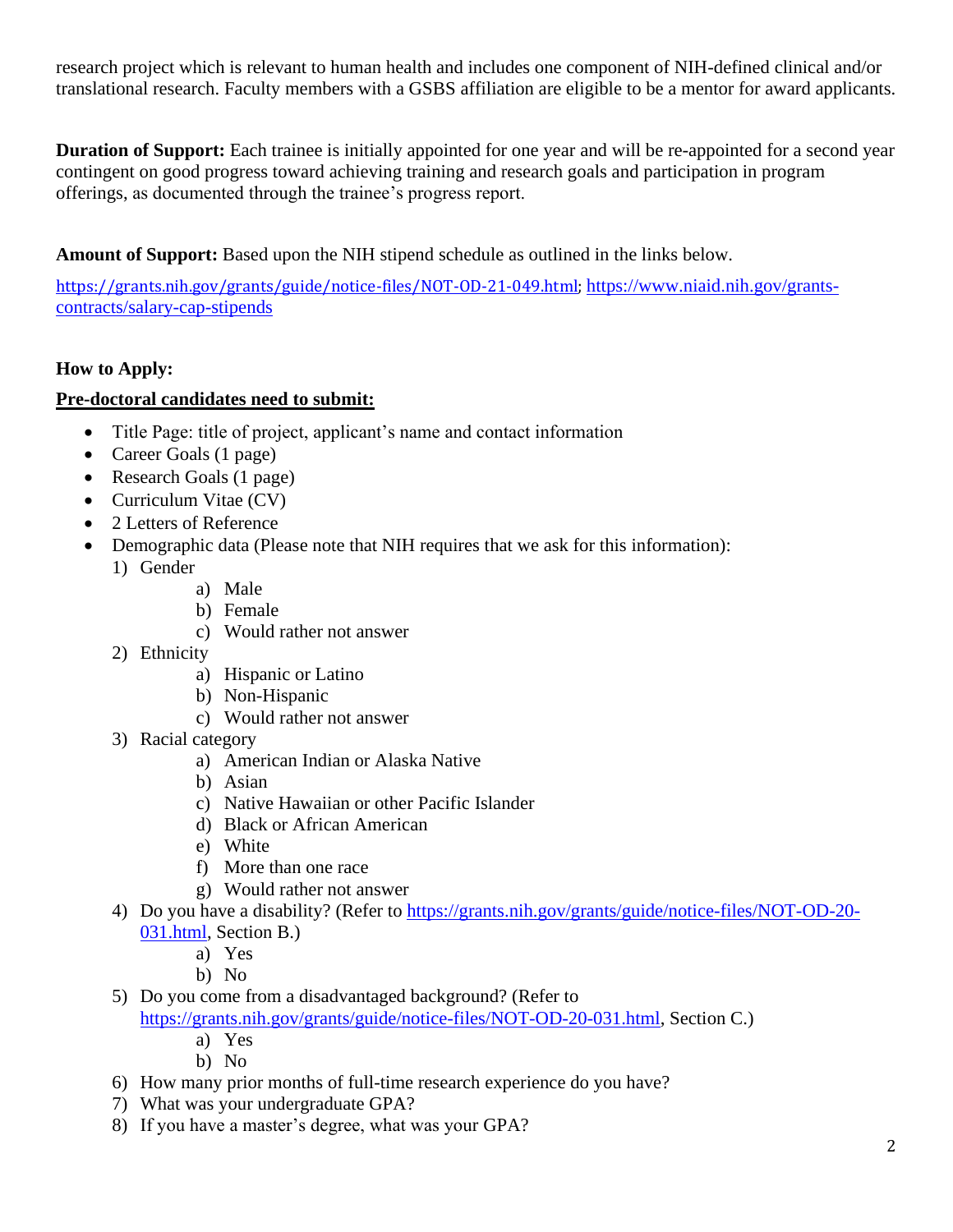research project which is relevant to human health and includes one component of NIH-defined clinical and/or translational research. Faculty members with a GSBS affiliation are eligible to be a mentor for award applicants.

**Duration of Support:** Each trainee is initially appointed for one year and will be re-appointed for a second year contingent on good progress toward achieving training and research goals and participation in program offerings, as documented through the trainee's progress report.

**Amount of Support:** Based upon the NIH stipend schedule as outlined in the links below.

https://grants.nih.gov/grants/guide/notice-files/NOT-OD-21-049.html; https://www.niaid.nih.gov/grants-contracts/salary-cap-stipends

**How to Apply:**

**Pre-doctoral candidates need to submit:**

- Title Page: title of project, applicant's name and contact information
- Career Goals (1 page)
- Research Goals (1 page)
- Curriculum Vitae (CV)
- 2 Letters of Reference
- Demographic data (Please note that NIH requires that we ask for this information):
  1) Gender
     a) Male
     b) Female
     c) Would rather not answer
  2) Ethnicity
     a) Hispanic or Latino
     b) Non-Hispanic
     c) Would rather not answer
  3) Racial category
     a) American Indian or Alaska Native
     b) Asian
     c) Native Hawaiian or other Pacific Islander
     d) Black or African American
     e) White
     f) More than one race
     g) Would rather not answer
  4) Do you have a disability? (Refer to https://grants.nih.gov/grants/guide/notice-files/NOT-OD-20-031.html, Section B.)
     a) Yes
     b) No
  5) Do you come from a disadvantaged background? (Refer to https://grants.nih.gov/grants/guide/notice-files/NOT-OD-20-031.html, Section C.)
     a) Yes
     b) No
  6) How many prior months of full-time research experience do you have?
  7) What was your undergraduate GPA?
  8) If you have a master's degree, what was your GPA?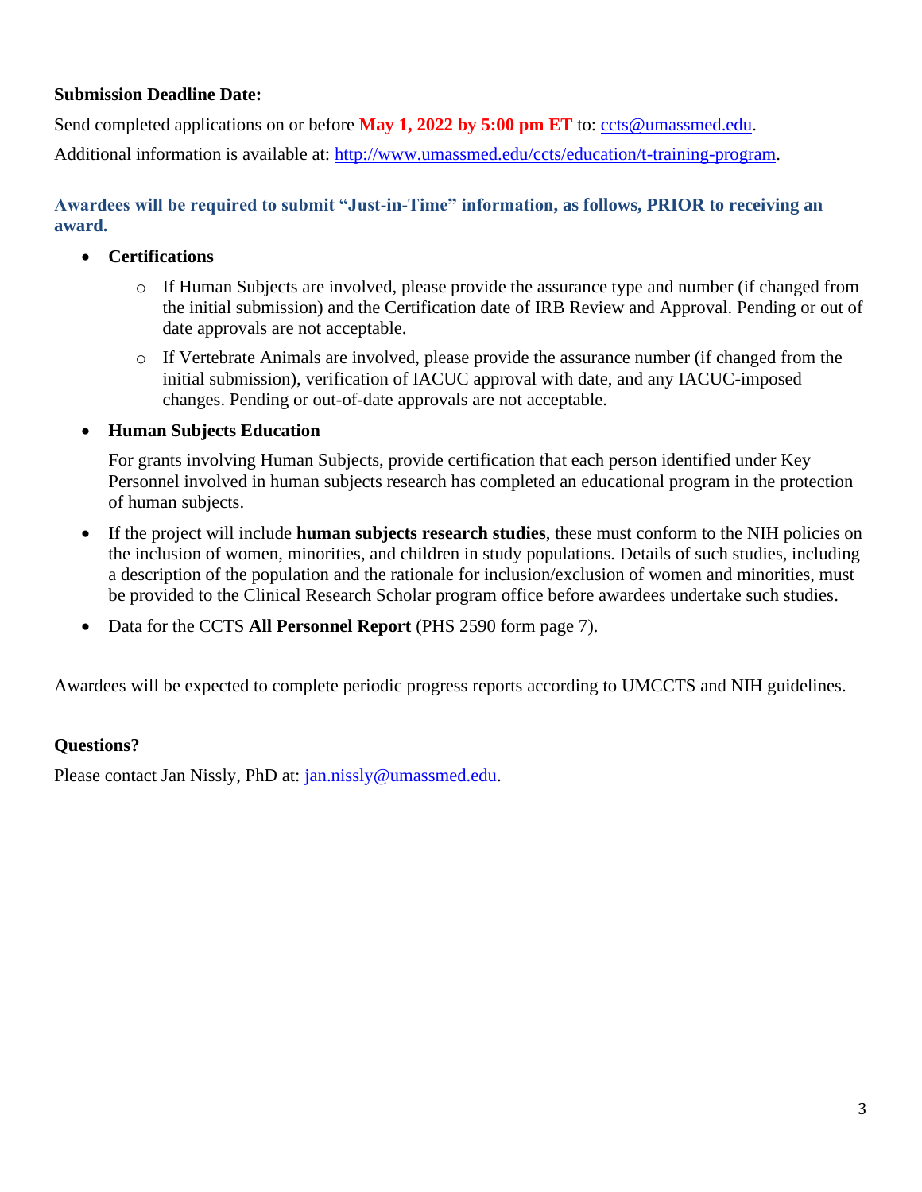**Submission Deadline Date:**

Send completed applications on or before **May 1, 2022 by 5:00 pm ET** to: ccts@umassmed.edu.

Additional information is available at: http://www.umassmed.edu/ccts/education/t-training-program.

**Awardees will be required to submit "Just-in-Time" information, as follows, PRIOR to receiving an award.**

- **Certifications**
  - If Human Subjects are involved, please provide the assurance type and number (if changed from the initial submission) and the Certification date of IRB Review and Approval. Pending or out of date approvals are not acceptable.
  - If Vertebrate Animals are involved, please provide the assurance number (if changed from the initial submission), verification of IACUC approval with date, and any IACUC-imposed changes. Pending or out-of-date approvals are not acceptable.
- **Human Subjects Education**

  For grants involving Human Subjects, provide certification that each person identified under Key Personnel involved in human subjects research has completed an educational program in the protection of human subjects.
- If the project will include **human subjects research studies**, these must conform to the NIH policies on the inclusion of women, minorities, and children in study populations. Details of such studies, including a description of the population and the rationale for inclusion/exclusion of women and minorities, must be provided to the Clinical Research Scholar program office before awardees undertake such studies.
- Data for the CCTS **All Personnel Report** (PHS 2590 form page 7).

Awardees will be expected to complete periodic progress reports according to UMCCTS and NIH guidelines.

**Questions?**

Please contact Jan Nissly, PhD at: jan.nissly@umassmed.edu.